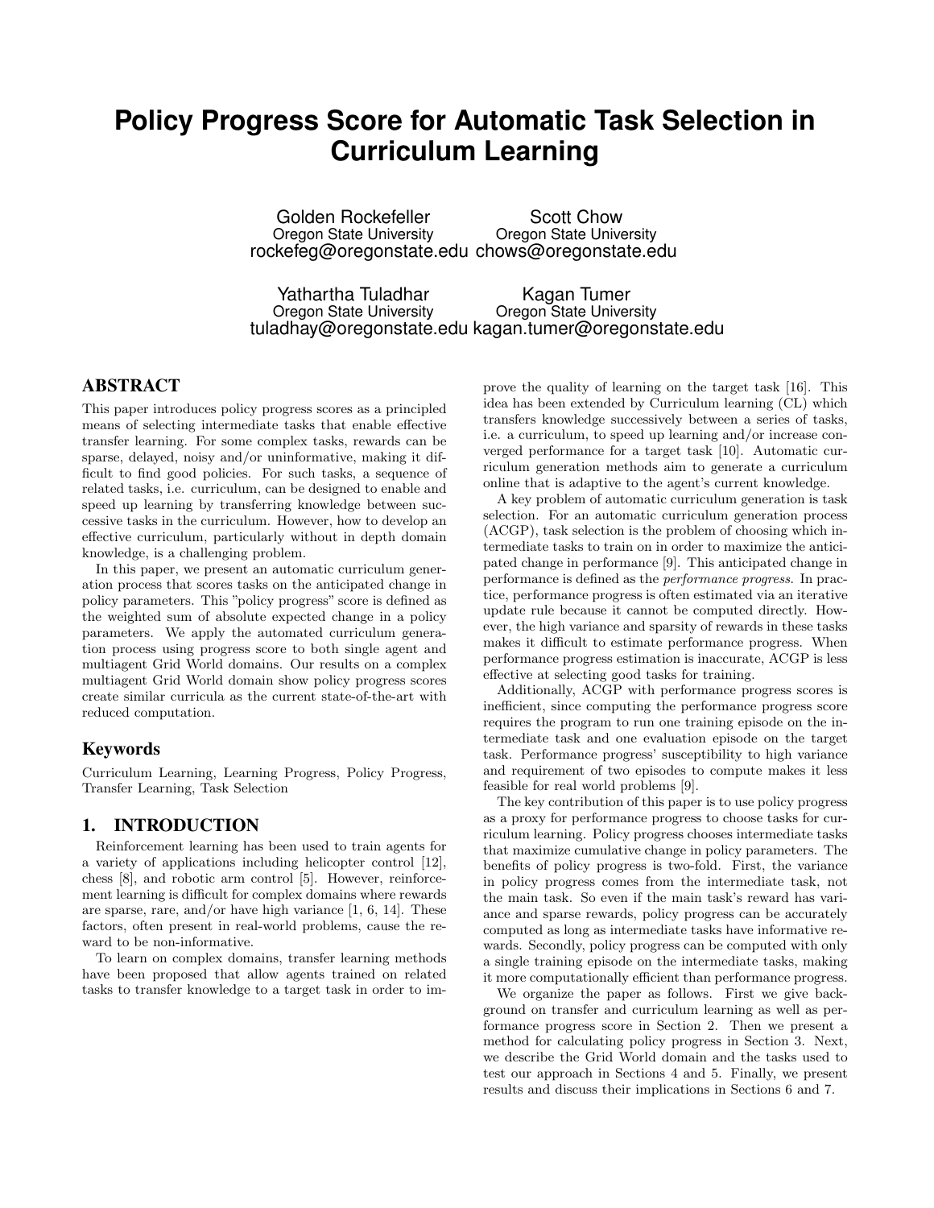# Policy Progress Score for Automatic Task Selection in Curriculum Learning

Golden Rockefeller
Oregon State University
rockefeg@oregonstate.edu

Scott Chow
Oregon State University
chows@oregonstate.edu

Yathartha Tuladhar
Oregon State University
tuladhay@oregonstate.edu

Kagan Tumer
Oregon State University
kagan.tumer@oregonstate.edu

## ABSTRACT

This paper introduces policy progress scores as a principled means of selecting intermediate tasks that enable effective transfer learning. For some complex tasks, rewards can be sparse, delayed, noisy and/or uninformative, making it difficult to find good policies. For such tasks, a sequence of related tasks, i.e. curriculum, can be designed to enable and speed up learning by transferring knowledge between successive tasks in the curriculum. However, how to develop an effective curriculum, particularly without in depth domain knowledge, is a challenging problem.

In this paper, we present an automatic curriculum generation process that scores tasks on the anticipated change in policy parameters. This "policy progress" score is defined as the weighted sum of absolute expected change in a policy parameters. We apply the automated curriculum generation process using progress score to both single agent and multiagent Grid World domains. Our results on a complex multiagent Grid World domain show policy progress scores create similar curricula as the current state-of-the-art with reduced computation.

### Keywords

Curriculum Learning, Learning Progress, Policy Progress, Transfer Learning, Task Selection

## 1. INTRODUCTION

Reinforcement learning has been used to train agents for a variety of applications including helicopter control [12], chess [8], and robotic arm control [5]. However, reinforcement learning is difficult for complex domains where rewards are sparse, rare, and/or have high variance [1, 6, 14]. These factors, often present in real-world problems, cause the reward to be non-informative.

To learn on complex domains, transfer learning methods have been proposed that allow agents trained on related tasks to transfer knowledge to a target task in order to improve the quality of learning on the target task [16]. This idea has been extended by Curriculum learning (CL) which transfers knowledge successively between a series of tasks, i.e. a curriculum, to speed up learning and/or increase converged performance for a target task [10]. Automatic curriculum generation methods aim to generate a curriculum online that is adaptive to the agent's current knowledge.

A key problem of automatic curriculum generation is task selection. For an automatic curriculum generation process (ACGP), task selection is the problem of choosing which intermediate tasks to train on in order to maximize the anticipated change in performance [9]. This anticipated change in performance is defined as the *performance progress*. In practice, performance progress is often estimated via an iterative update rule because it cannot be computed directly. However, the high variance and sparsity of rewards in these tasks makes it difficult to estimate performance progress. When performance progress estimation is inaccurate, ACGP is less effective at selecting good tasks for training.

Additionally, ACGP with performance progress scores is inefficient, since computing the performance progress score requires the program to run one training episode on the intermediate task and one evaluation episode on the target task. Performance progress' susceptibility to high variance and requirement of two episodes to compute makes it less feasible for real world problems [9].

The key contribution of this paper is to use policy progress as a proxy for performance progress to choose tasks for curriculum learning. Policy progress chooses intermediate tasks that maximize cumulative change in policy parameters. The benefits of policy progress is two-fold. First, the variance in policy progress comes from the intermediate task, not the main task. So even if the main task's reward has variance and sparse rewards, policy progress can be accurately computed as long as intermediate tasks have informative rewards. Secondly, policy progress can be computed with only a single training episode on the intermediate tasks, making it more computationally efficient than performance progress.

We organize the paper as follows. First we give background on transfer and curriculum learning as well as performance progress score in Section 2. Then we present a method for calculating policy progress in Section 3. Next, we describe the Grid World domain and the tasks used to test our approach in Sections 4 and 5. Finally, we present results and discuss their implications in Sections 6 and 7.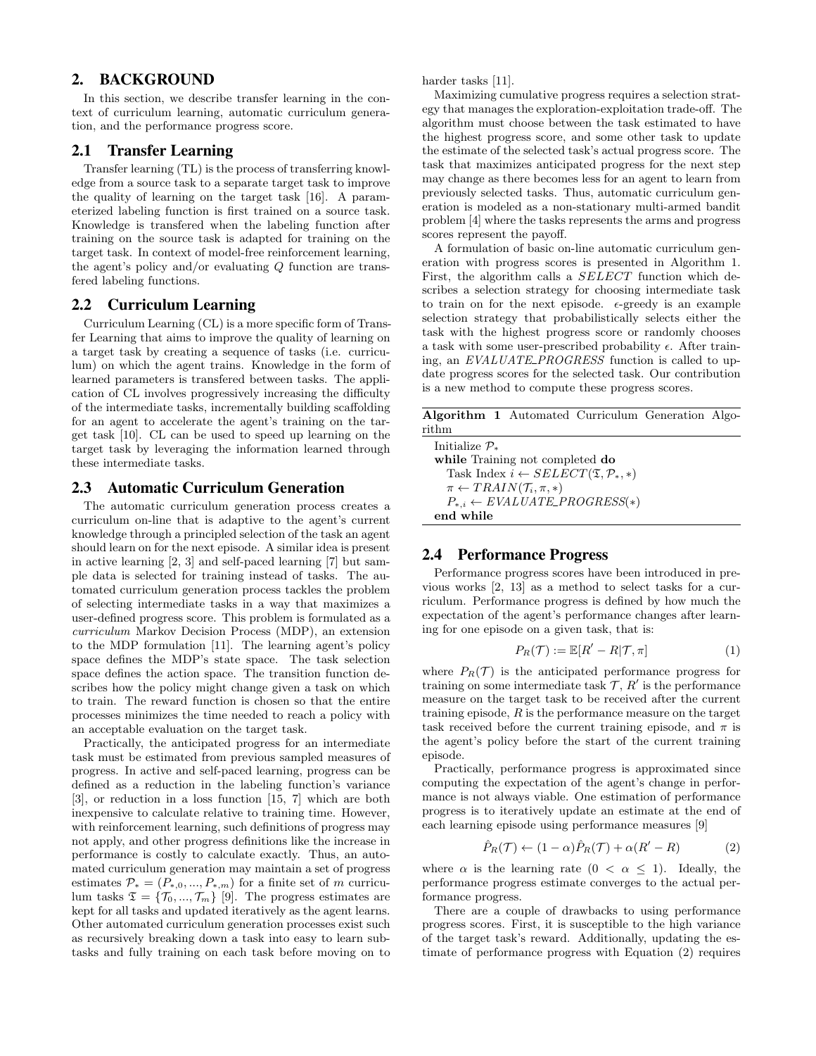## 2. BACKGROUND

In this section, we describe transfer learning in the context of curriculum learning, automatic curriculum generation, and the performance progress score.

### 2.1 Transfer Learning

Transfer learning (TL) is the process of transferring knowledge from a source task to a separate target task to improve the quality of learning on the target task [16]. A parameterized labeling function is first trained on a source task. Knowledge is transfered when the labeling function after training on the source task is adapted for training on the target task. In context of model-free reinforcement learning, the agent's policy and/or evaluating $Q$ function are transfered labeling functions.

### 2.2 Curriculum Learning

Curriculum Learning (CL) is a more specific form of Transfer Learning that aims to improve the quality of learning on a target task by creating a sequence of tasks (i.e. curriculum) on which the agent trains. Knowledge in the form of learned parameters is transfered between tasks. The application of CL involves progressively increasing the difficulty of the intermediate tasks, incrementally building scaffolding for an agent to accelerate the agent's training on the target task [10]. CL can be used to speed up learning on the target task by leveraging the information learned through these intermediate tasks.

### 2.3 Automatic Curriculum Generation

The automatic curriculum generation process creates a curriculum on-line that is adaptive to the agent's current knowledge through a principled selection of the task an agent should learn on for the next episode. A similar idea is present in active learning [2, 3] and self-paced learning [7] but sample data is selected for training instead of tasks. The automated curriculum generation process tackles the problem of selecting intermediate tasks in a way that maximizes a user-defined progress score. This problem is formulated as a *curriculum* Markov Decision Process (MDP), an extension to the MDP formulation [11]. The learning agent's policy space defines the MDP's state space. The task selection space defines the action space. The transition function describes how the policy might change given a task on which to train. The reward function is chosen so that the entire processes minimizes the time needed to reach a policy with an acceptable evaluation on the target task.

Practically, the anticipated progress for an intermediate task must be estimated from previous sampled measures of progress. In active and self-paced learning, progress can be defined as a reduction in the labeling function's variance [3], or reduction in a loss function [15, 7] which are both inexpensive to calculate relative to training time. However, with reinforcement learning, such definitions of progress may not apply, and other progress definitions like the increase in performance is costly to calculate exactly. Thus, an automated curriculum generation may maintain a set of progress estimates $\mathcal{P}_* = (P_{*,0}, ..., P_{*,m})$ for a finite set of $m$ curriculum tasks $\mathfrak{T} = \{\mathcal{T}_0, ..., \mathcal{T}_m\}$ [9]. The progress estimates are kept for all tasks and updated iteratively as the agent learns. Other automated curriculum generation processes exist such as recursively breaking down a task into easy to learn subtasks and fully training on each task before moving on to harder tasks [11].

Maximizing cumulative progress requires a selection strategy that manages the exploration-exploitation trade-off. The algorithm must choose between the task estimated to have the highest progress score, and some other task to update the estimate of the selected task's actual progress score. The task that maximizes anticipated progress for the next step may change as there becomes less for an agent to learn from previously selected tasks. Thus, automatic curriculum generation is modeled as a non-stationary multi-armed bandit problem [4] where the tasks represents the arms and progress scores represent the payoff.

A formulation of basic on-line automatic curriculum generation with progress scores is presented in Algorithm 1. First, the algorithm calls a $SELECT$ function which describes a selection strategy for choosing intermediate task to train on for the next episode. $\epsilon$-greedy is an example selection strategy that probabilistically selects either the task with the highest progress score or randomly chooses a task with some user-prescribed probability $\epsilon$. After training, an $EVALUATE\_PROGRESS$ function is called to update progress scores for the selected task. Our contribution is a new method to compute these progress scores.

**Algorithm 1** Automated Curriculum Generation Algorithm

```
Initialize P_*
while Training not completed do
    Task Index i ← SELECT(𝔗, P_*, *)
    π ← TRAIN(T_i, π, *)
    P_{*,i} ← EVALUATE_PROGRESS(*)
end while
```

### 2.4 Performance Progress

Performance progress scores have been introduced in previous works [2, 13] as a method to select tasks for a curriculum. Performance progress is defined by how much the expectation of the agent's performance changes after learning for one episode on a given task, that is:

$$P_R(\mathcal{T}) := \mathbb{E}[R' - R | \mathcal{T}, \pi] \tag{1}$$

where $P_R(\mathcal{T})$ is the anticipated performance progress for training on some intermediate task $\mathcal{T}$, $R'$ is the performance measure on the target task to be received after the current training episode, $R$ is the performance measure on the target task received before the current training episode, and $\pi$ is the agent's policy before the start of the current training episode.

Practically, performance progress is approximated since computing the expectation of the agent's change in performance is not always viable. One estimation of performance progress is to iteratively update an estimate at the end of each learning episode using performance measures [9]

$$\hat{P}_R(\mathcal{T}) \leftarrow (1 - \alpha)\hat{P}_R(\mathcal{T}) + \alpha(R' - R) \tag{2}$$

where $\alpha$ is the learning rate ($0 < \alpha \leq 1$). Ideally, the performance progress estimate converges to the actual performance progress.

There are a couple of drawbacks to using performance progress scores. First, it is susceptible to the high variance of the target task's reward. Additionally, updating the estimate of performance progress with Equation (2) requires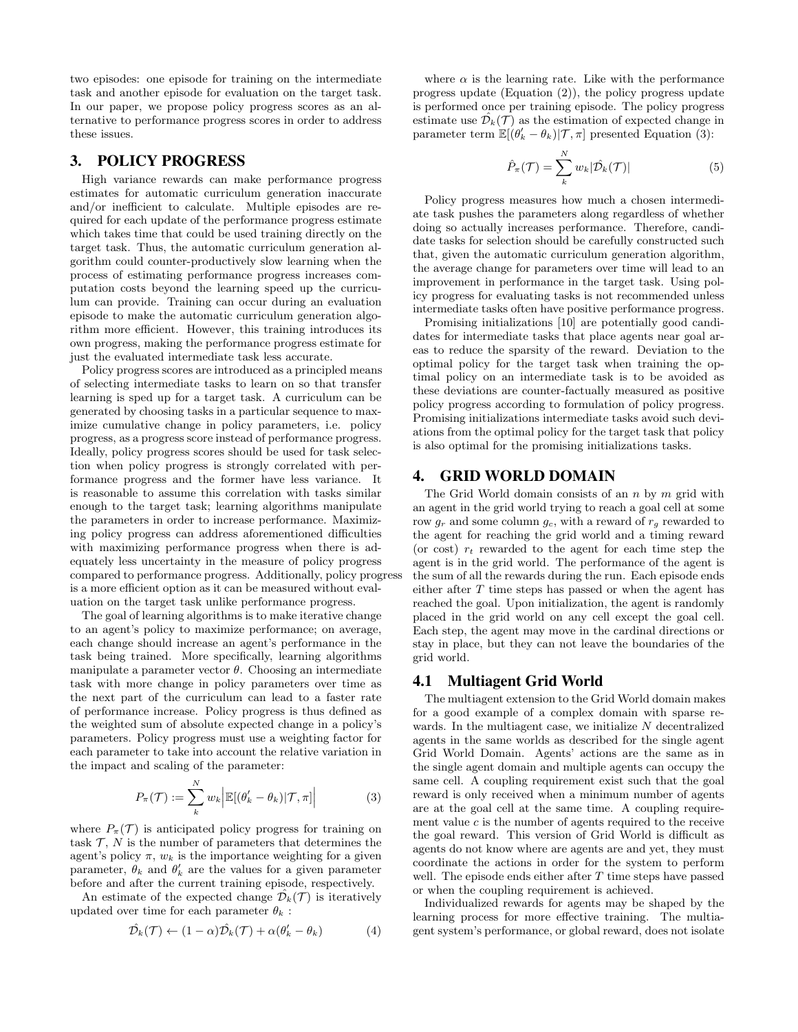two episodes: one episode for training on the intermediate task and another episode for evaluation on the target task. In our paper, we propose policy progress scores as an alternative to performance progress scores in order to address these issues.

## 3. POLICY PROGRESS

High variance rewards can make performance progress estimates for automatic curriculum generation inaccurate and/or inefficient to calculate. Multiple episodes are required for each update of the performance progress estimate which takes time that could be used training directly on the target task. Thus, the automatic curriculum generation algorithm could counter-productively slow learning when the process of estimating performance progress increases computation costs beyond the learning speed up the curriculum can provide. Training can occur during an evaluation episode to make the automatic curriculum generation algorithm more efficient. However, this training introduces its own progress, making the performance progress estimate for just the evaluated intermediate task less accurate.

Policy progress scores are introduced as a principled means of selecting intermediate tasks to learn on so that transfer learning is sped up for a target task. A curriculum can be generated by choosing tasks in a particular sequence to maximize cumulative change in policy parameters, i.e. policy progress, as a progress score instead of performance progress. Ideally, policy progress scores should be used for task selection when policy progress is strongly correlated with performance progress and the former have less variance. It is reasonable to assume this correlation with tasks similar enough to the target task; learning algorithms manipulate the parameters in order to increase performance. Maximizing policy progress can address aforementioned difficulties with maximizing performance progress when there is adequately less uncertainty in the measure of policy progress compared to performance progress. Additionally, policy progress is a more efficient option as it can be measured without evaluation on the target task unlike performance progress.

The goal of learning algorithms is to make iterative change to an agent's policy to maximize performance; on average, each change should increase an agent's performance in the task being trained. More specifically, learning algorithms manipulate a parameter vector $\theta$. Choosing an intermediate task with more change in policy parameters over time as the next part of the curriculum can lead to a faster rate of performance increase. Policy progress is thus defined as the weighted sum of absolute expected change in a policy's parameters. Policy progress must use a weighting factor for each parameter to take into account the relative variation in the impact and scaling of the parameter:

$$P_\pi(\mathcal{T}) := \sum_k^N w_k \Big| \mathbb{E}[(\theta'_k - \theta_k)|\mathcal{T}, \pi] \Big| \tag{3}$$

where $P_\pi(\mathcal{T})$ is anticipated policy progress for training on task $\mathcal{T}$, $N$ is the number of parameters that determines the agent's policy $\pi$, $w_k$ is the importance weighting for a given parameter, $\theta_k$ and $\theta'_k$ are the values for a given parameter before and after the current training episode, respectively.

An estimate of the expected change $\hat{\mathcal{D}_k}(\mathcal{T})$ is iteratively updated over time for each parameter $\theta_k$ :

$$\hat{\mathcal{D}_k}(\mathcal{T}) \leftarrow (1-\alpha)\hat{\mathcal{D}_k}(\mathcal{T}) + \alpha(\theta'_k - \theta_k) \tag{4}$$

where $\alpha$ is the learning rate. Like with the performance progress update (Equation (2)), the policy progress update is performed once per training episode. The policy progress estimate use $\hat{\mathcal{D}_k}(\mathcal{T})$ as the estimation of expected change in parameter term $\mathbb{E}[(\theta'_k - \theta_k)|\mathcal{T}, \pi]$ presented Equation (3):

$$\hat{P}_\pi(\mathcal{T}) = \sum_k^N w_k |\hat{\mathcal{D}_k}(\mathcal{T})| \tag{5}$$

Policy progress measures how much a chosen intermediate task pushes the parameters along regardless of whether doing so actually increases performance. Therefore, candidate tasks for selection should be carefully constructed such that, given the automatic curriculum generation algorithm, the average change for parameters over time will lead to an improvement in performance in the target task. Using policy progress for evaluating tasks is not recommended unless intermediate tasks often have positive performance progress.

Promising initializations [10] are potentially good candidates for intermediate tasks that place agents near goal areas to reduce the sparsity of the reward. Deviation to the optimal policy for the target task when training the optimal policy on an intermediate task is to be avoided as these deviations are counter-factually measured as positive policy progress according to formulation of policy progress. Promising initializations intermediate tasks avoid such deviations from the optimal policy for the target task that policy is also optimal for the promising initializations tasks.

## 4. GRID WORLD DOMAIN

The Grid World domain consists of an $n$ by $m$ grid with an agent in the grid world trying to reach a goal cell at some row $g_r$ and some column $g_c$, with a reward of $r_g$ rewarded to the agent for reaching the grid world and a timing reward (or cost) $r_t$ rewarded to the agent for each time step the agent is in the grid world. The performance of the agent is the sum of all the rewards during the run. Each episode ends either after $T$ time steps has passed or when the agent has reached the goal. Upon initialization, the agent is randomly placed in the grid world on any cell except the goal cell. Each step, the agent may move in the cardinal directions or stay in place, but they can not leave the boundaries of the grid world.

### 4.1 Multiagent Grid World

The multiagent extension to the Grid World domain makes for a good example of a complex domain with sparse rewards. In the multiagent case, we initialize $N$ decentralized agents in the same worlds as described for the single agent Grid World Domain. Agents' actions are the same as in the single agent domain and multiple agents can occupy the same cell. A coupling requirement exist such that the goal reward is only received when a minimum number of agents are at the goal cell at the same time. A coupling requirement value $c$ is the number of agents required to the receive the goal reward. This version of Grid World is difficult as agents do not know where are agents are and yet, they must coordinate the actions in order for the system to perform well. The episode ends either after $T$ time steps have passed or when the coupling requirement is achieved.

Individualized rewards for agents may be shaped by the learning process for more effective training. The multiagent system's performance, or global reward, does not isolate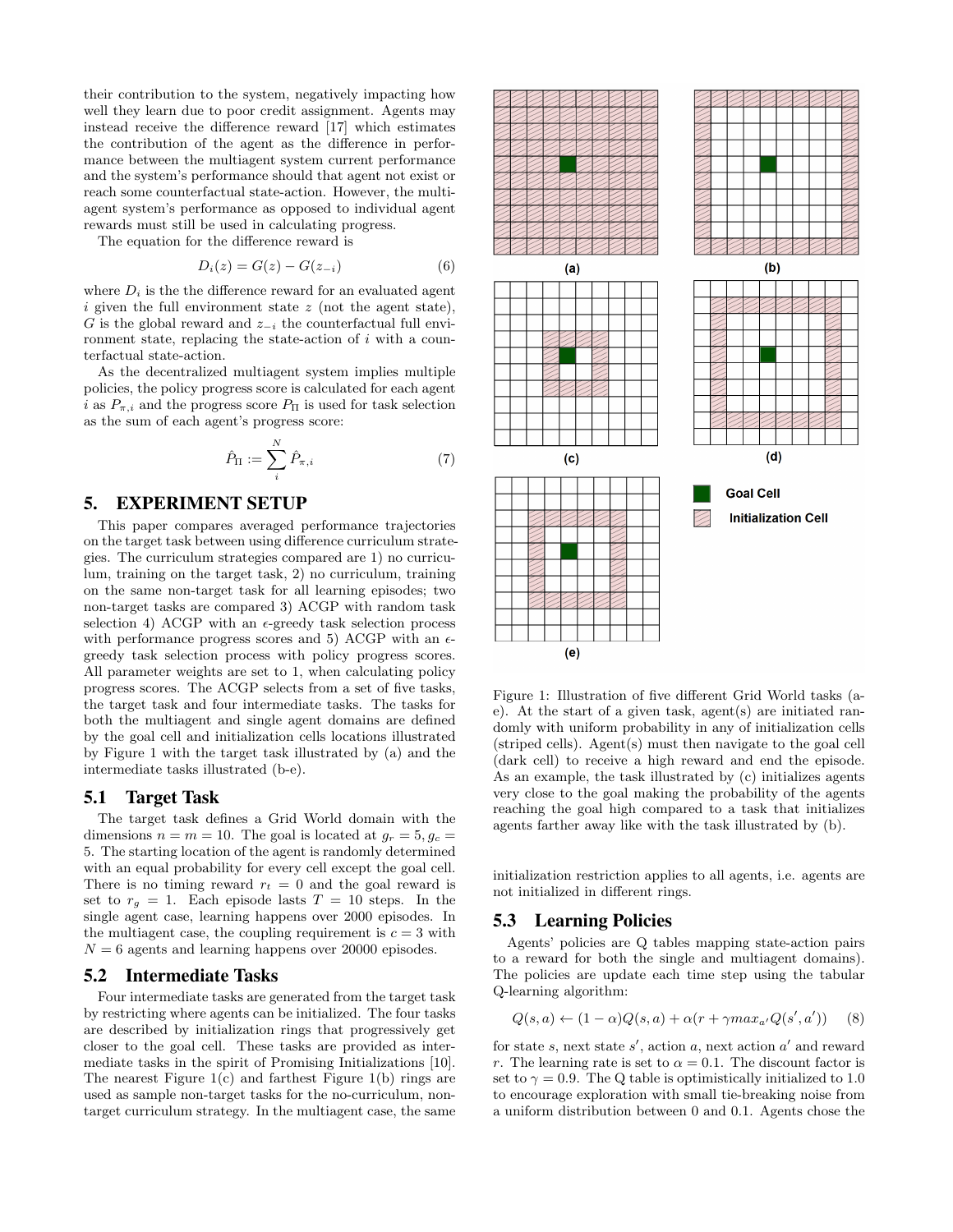their contribution to the system, negatively impacting how well they learn due to poor credit assignment. Agents may instead receive the difference reward [17] which estimates the contribution of the agent as the difference in performance between the multiagent system current performance and the system's performance should that agent not exist or reach some counterfactual state-action. However, the multiagent system's performance as opposed to individual agent rewards must still be used in calculating progress.

The equation for the difference reward is

$$D_i(z) = G(z) - G(z_{-i}) \tag{6}$$

where $D_i$ is the the difference reward for an evaluated agent $i$ given the full environment state $z$ (not the agent state), $G$ is the global reward and $z_{-i}$ the counterfactual full environment state, replacing the state-action of $i$ with a counterfactual state-action.

As the decentralized multiagent system implies multiple policies, the policy progress score is calculated for each agent $i$ as $P_{\pi,i}$ and the progress score $P_{\Pi}$ is used for task selection as the sum of each agent's progress score:

$$\hat{P}_{\Pi} := \sum_{i}^{N} \hat{P}_{\pi,i} \tag{7}$$

## 5. EXPERIMENT SETUP

This paper compares averaged performance trajectories on the target task between using difference curriculum strategies. The curriculum strategies compared are 1) no curriculum, training on the target task, 2) no curriculum, training on the same non-target task for all learning episodes; two non-target tasks are compared 3) ACGP with random task selection 4) ACGP with an $\epsilon$-greedy task selection process with performance progress scores and 5) ACGP with an $\epsilon$-greedy task selection process with policy progress scores. All parameter weights are set to 1, when calculating policy progress scores. The ACGP selects from a set of five tasks, the target task and four intermediate tasks. The tasks for both the multiagent and single agent domains are defined by the goal cell and initialization cells locations illustrated by Figure 1 with the target task illustrated by (a) and the intermediate tasks illustrated (b-e).

### 5.1 Target Task

The target task defines a Grid World domain with the dimensions $n = m = 10$. The goal is located at $g_r = 5, g_c = 5$. The starting location of the agent is randomly determined with an equal probability for every cell except the goal cell. There is no timing reward $r_t = 0$ and the goal reward is set to $r_g = 1$. Each episode lasts $T = 10$ steps. In the single agent case, learning happens over 2000 episodes. In the multiagent case, the coupling requirement is $c = 3$ with $N = 6$ agents and learning happens over 20000 episodes.

### 5.2 Intermediate Tasks

Four intermediate tasks are generated from the target task by restricting where agents can be initialized. The four tasks are described by initialization rings that progressively get closer to the goal cell. These tasks are provided as intermediate tasks in the spirit of Promising Initializations [10]. The nearest Figure 1(c) and farthest Figure 1(b) rings are used as sample non-target tasks for the no-curriculum, non-target curriculum strategy. In the multiagent case, the same initialization restriction applies to all agents, i.e. agents are not initialized in different rings.

Figure 1: Illustration of five different Grid World tasks (a-e). At the start of a given task, agent(s) are initiated randomly with uniform probability in any of initialization cells (striped cells). Agent(s) must then navigate to the goal cell (dark cell) to receive a high reward and end the episode. As an example, the task illustrated by (c) initializes agents very close to the goal making the probability of the agents reaching the goal high compared to a task that initializes agents farther away like with the task illustrated by (b).

### 5.3 Learning Policies

Agents' policies are Q tables mapping state-action pairs to a reward for both the single and multiagent domains). The policies are update each time step using the tabular Q-learning algorithm:

$$Q(s,a) \leftarrow (1-\alpha)Q(s,a) + \alpha(r + \gamma max_{a'}Q(s',a')) \tag{8}$$

for state $s$, next state $s'$, action $a$, next action $a'$ and reward $r$. The learning rate is set to $\alpha = 0.1$. The discount factor is set to $\gamma = 0.9$. The Q table is optimistically initialized to 1.0 to encourage exploration with small tie-breaking noise from a uniform distribution between 0 and 0.1. Agents chose the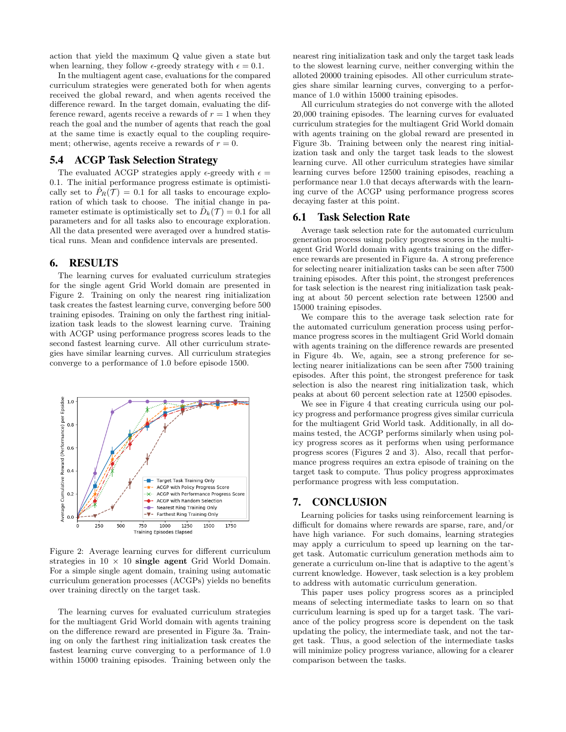action that yield the maximum Q value given a state but when learning, they follow $\epsilon$-greedy strategy with $\epsilon = 0.1$.

In the multiagent agent case, evaluations for the compared curriculum strategies were generated both for when agents received the global reward, and when agents received the difference reward. In the target domain, evaluating the difference reward, agents receive a rewards of $r = 1$ when they reach the goal and the number of agents that reach the goal at the same time is exactly equal to the coupling requirement; otherwise, agents receive a rewards of $r = 0$.

## 5.4 ACGP Task Selection Strategy

The evaluated ACGP strategies apply $\epsilon$-greedy with $\epsilon = 0.1$. The initial performance progress estimate is optimistically set to $\hat{P}_R(\mathcal{T}) = 0.1$ for all tasks to encourage exploration of which task to choose. The initial change in parameter estimate is optimistically set to $\hat{D}_k(\mathcal{T}) = 0.1$ for all parameters and for all tasks also to encourage exploration. All the data presented were averaged over a hundred statistical runs. Mean and confidence intervals are presented.

# 6. RESULTS

The learning curves for evaluated curriculum strategies for the single agent Grid World domain are presented in Figure 2. Training on only the nearest ring initialization task creates the fastest learning curve, converging before 500 training episodes. Training on only the farthest ring initialization task leads to the slowest learning curve. Training with ACGP using performance progress scores leads to the second fastest learning curve. All other curriculum strategies have similar learning curves. All curriculum strategies converge to a performance of 1.0 before episode 1500.

Figure 2: Average learning curves for different curriculum strategies in $10 \times 10$ **single agent** Grid World Domain. For a simple single agent domain, training using automatic curriculum generation processes (ACGPs) yields no benefits over training directly on the target task.

The learning curves for evaluated curriculum strategies for the multiagent Grid World domain with agents training on the difference reward are presented in Figure 3a. Training on only the farthest ring initialization task creates the fastest learning curve converging to a performance of 1.0 within 15000 training episodes. Training between only the nearest ring initialization task and only the target task leads to the slowest learning curve, neither converging within the alloted 20000 training episodes. All other curriculum strategies share similar learning curves, converging to a performance of 1.0 within 15000 training episodes.

All curriculum strategies do not converge with the alloted 20,000 training episodes. The learning curves for evaluated curriculum strategies for the multiagent Grid World domain with agents training on the global reward are presented in Figure 3b. Training between only the nearest ring initialization task and only the target task leads to the slowest learning curve. All other curriculum strategies have similar learning curves before 12500 training episodes, reaching a performance near 1.0 that decays afterwards with the learning curve of the ACGP using performance progress scores decaying faster at this point.

## 6.1 Task Selection Rate

Average task selection rate for the automated curriculum generation process using policy progress scores in the multiagent Grid World domain with agents training on the difference rewards are presented in Figure 4a. A strong preference for selecting nearer initialization tasks can be seen after 7500 training episodes. After this point, the strongest preferences for task selection is the nearest ring initialization task peaking at about 50 percent selection rate between 12500 and 15000 training episodes.

We compare this to the average task selection rate for the automated curriculum generation process using performance progress scores in the multiagent Grid World domain with agents training on the difference rewards are presented in Figure 4b. We, again, see a strong preference for selecting nearer initializations can be seen after 7500 training episodes. After this point, the strongest preference for task selection is also the nearest ring initialization task, which peaks at about 60 percent selection rate at 12500 episodes.

We see in Figure 4 that creating curricula using our policy progress and performance progress gives similar curricula for the multiagent Grid World task. Additionally, in all domains tested, the ACGP performs similarly when using policy progress scores as it performs when using performance progress scores (Figures 2 and 3). Also, recall that performance progress requires an extra episode of training on the target task to compute. Thus policy progress approximates performance progress with less computation.

# 7. CONCLUSION

Learning policies for tasks using reinforcement learning is difficult for domains where rewards are sparse, rare, and/or have high variance. For such domains, learning strategies may apply a curriculum to speed up learning on the target task. Automatic curriculum generation methods aim to generate a curriculum on-line that is adaptive to the agent's current knowledge. However, task selection is a key problem to address with automatic curriculum generation.

This paper uses policy progress scores as a principled means of selecting intermediate tasks to learn on so that curriculum learning is sped up for a target task. The variance of the policy progress score is dependent on the task updating the policy, the intermediate task, and not the target task. Thus, a good selection of the intermediate tasks will minimize policy progress variance, allowing for a clearer comparison between the tasks.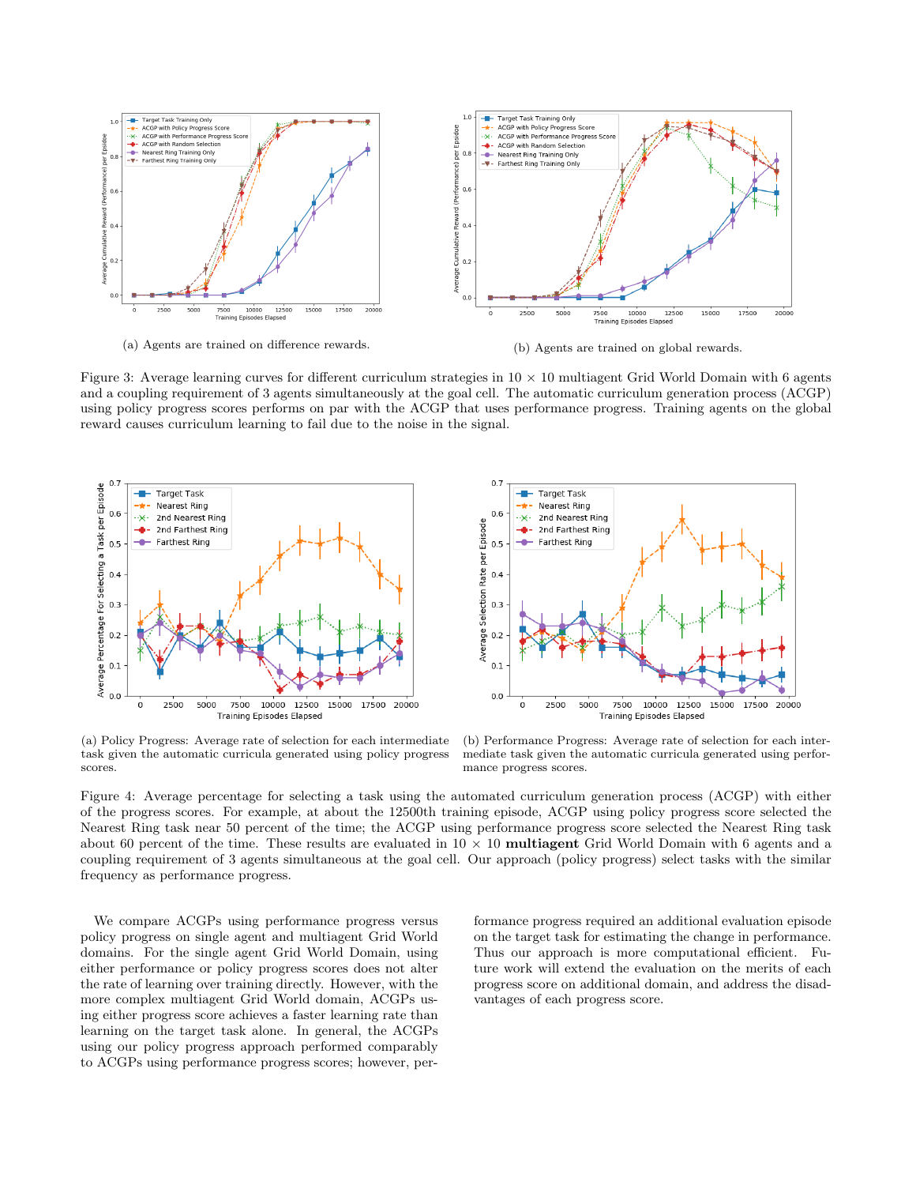(a) Agents are trained on difference rewards.

(b) Agents are trained on global rewards.

Figure 3: Average learning curves for different curriculum strategies in $10 \times 10$ multiagent Grid World Domain with 6 agents and a coupling requirement of 3 agents simultaneously at the goal cell. The automatic curriculum generation process (ACGP) using policy progress scores performs on par with the ACGP that uses performance progress. Training agents on the global reward causes curriculum learning to fail due to the noise in the signal.

(a) Policy Progress: Average rate of selection for each intermediate task given the automatic curricula generated using policy progress scores.

(b) Performance Progress: Average rate of selection for each intermediate task given the automatic curricula generated using performance progress scores.

Figure 4: Average percentage for selecting a task using the automated curriculum generation process (ACGP) with either of the progress scores. For example, at about the 12500th training episode, ACGP using policy progress score selected the Nearest Ring task near 50 percent of the time; the ACGP using performance progress score selected the Nearest Ring task about 60 percent of the time. These results are evaluated in $10 \times 10$ **multiagent** Grid World Domain with 6 agents and a coupling requirement of 3 agents simultaneous at the goal cell. Our approach (policy progress) select tasks with the similar frequency as performance progress.

We compare ACGPs using performance progress versus policy progress on single agent and multiagent Grid World domains. For the single agent Grid World Domain, using either performance or policy progress scores does not alter the rate of learning over training directly. However, with the more complex multiagent Grid World domain, ACGPs using either progress score achieves a faster learning rate than learning on the target task alone. In general, the ACGPs using our policy progress approach performed comparably to ACGPs using performance progress scores; however, performance progress required an additional evaluation episode on the target task for estimating the change in performance. Thus our approach is more computational efficient. Future work will extend the evaluation on the merits of each progress score on additional domain, and address the disadvantages of each progress score.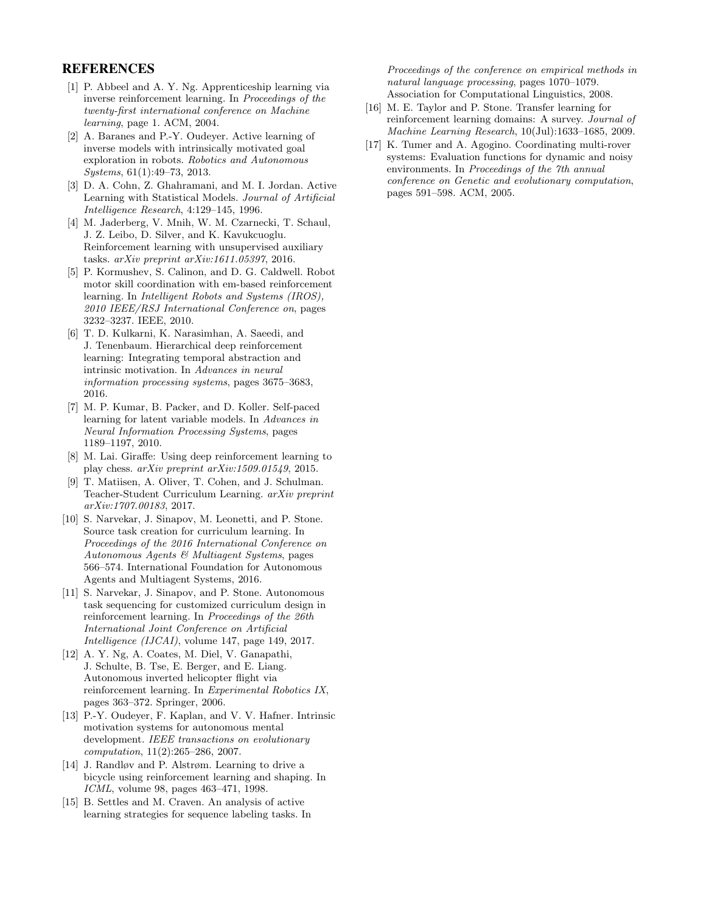## REFERENCES

[1] P. Abbeel and A. Y. Ng. Apprenticeship learning via inverse reinforcement learning. In *Proceedings of the twenty-first international conference on Machine learning*, page 1. ACM, 2004.

[2] A. Baranes and P.-Y. Oudeyer. Active learning of inverse models with intrinsically motivated goal exploration in robots. *Robotics and Autonomous Systems*, 61(1):49–73, 2013.

[3] D. A. Cohn, Z. Ghahramani, and M. I. Jordan. Active Learning with Statistical Models. *Journal of Artificial Intelligence Research*, 4:129–145, 1996.

[4] M. Jaderberg, V. Mnih, W. M. Czarnecki, T. Schaul, J. Z. Leibo, D. Silver, and K. Kavukcuoglu. Reinforcement learning with unsupervised auxiliary tasks. *arXiv preprint arXiv:1611.05397*, 2016.

[5] P. Kormushev, S. Calinon, and D. G. Caldwell. Robot motor skill coordination with em-based reinforcement learning. In *Intelligent Robots and Systems (IROS), 2010 IEEE/RSJ International Conference on*, pages 3232–3237. IEEE, 2010.

[6] T. D. Kulkarni, K. Narasimhan, A. Saeedi, and J. Tenenbaum. Hierarchical deep reinforcement learning: Integrating temporal abstraction and intrinsic motivation. In *Advances in neural information processing systems*, pages 3675–3683, 2016.

[7] M. P. Kumar, B. Packer, and D. Koller. Self-paced learning for latent variable models. In *Advances in Neural Information Processing Systems*, pages 1189–1197, 2010.

[8] M. Lai. Giraffe: Using deep reinforcement learning to play chess. *arXiv preprint arXiv:1509.01549*, 2015.

[9] T. Matiisen, A. Oliver, T. Cohen, and J. Schulman. Teacher-Student Curriculum Learning. *arXiv preprint arXiv:1707.00183*, 2017.

[10] S. Narvekar, J. Sinapov, M. Leonetti, and P. Stone. Source task creation for curriculum learning. In *Proceedings of the 2016 International Conference on Autonomous Agents & Multiagent Systems*, pages 566–574. International Foundation for Autonomous Agents and Multiagent Systems, 2016.

[11] S. Narvekar, J. Sinapov, and P. Stone. Autonomous task sequencing for customized curriculum design in reinforcement learning. In *Proceedings of the 26th International Joint Conference on Artificial Intelligence (IJCAI)*, volume 147, page 149, 2017.

[12] A. Y. Ng, A. Coates, M. Diel, V. Ganapathi, J. Schulte, B. Tse, E. Berger, and E. Liang. Autonomous inverted helicopter flight via reinforcement learning. In *Experimental Robotics IX*, pages 363–372. Springer, 2006.

[13] P.-Y. Oudeyer, F. Kaplan, and V. V. Hafner. Intrinsic motivation systems for autonomous mental development. *IEEE transactions on evolutionary computation*, 11(2):265–286, 2007.

[14] J. Randløv and P. Alstrøm. Learning to drive a bicycle using reinforcement learning and shaping. In *ICML*, volume 98, pages 463–471, 1998.

[15] B. Settles and M. Craven. An analysis of active learning strategies for sequence labeling tasks. In *Proceedings of the conference on empirical methods in natural language processing*, pages 1070–1079. Association for Computational Linguistics, 2008.

[16] M. E. Taylor and P. Stone. Transfer learning for reinforcement learning domains: A survey. *Journal of Machine Learning Research*, 10(Jul):1633–1685, 2009.

[17] K. Tumer and A. Agogino. Coordinating multi-rover systems: Evaluation functions for dynamic and noisy environments. In *Proceedings of the 7th annual conference on Genetic and evolutionary computation*, pages 591–598. ACM, 2005.